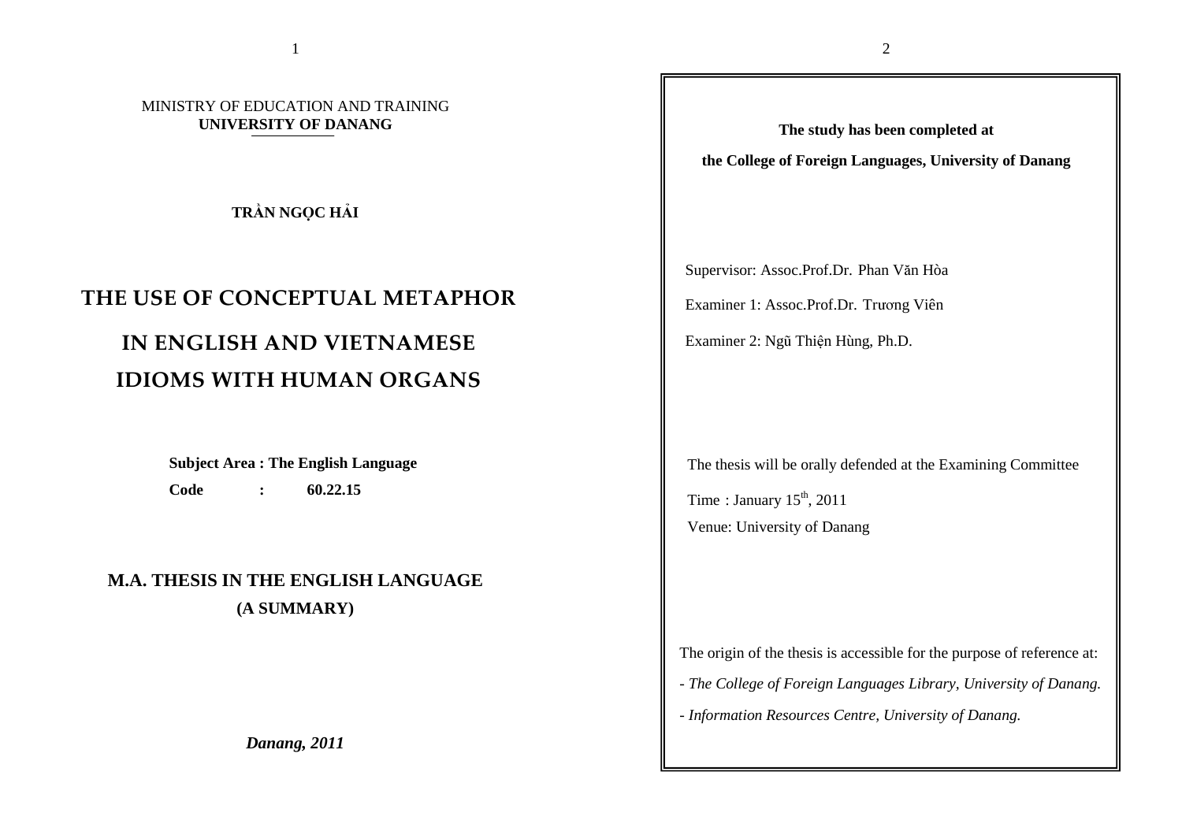MINISTRY OF EDUCATION AND TRAINING
**UNIVERSITY OF DANANG**

**TRẦN NGỌC HẢI**

# THE USE OF CONCEPTUAL METAPHOR IN ENGLISH AND VIETNAMESE IDIOMS WITH HUMAN ORGANS

**Subject Area : The English Language**
**Code : 60.22.15**

## M.A. THESIS IN THE ENGLISH LANGUAGE (A SUMMARY)

***Danang, 2011***

**The study has been completed at**
**the College of Foreign Languages, University of Danang**

Supervisor: Assoc.Prof.Dr. Phan Văn Hòa

Examiner 1: Assoc.Prof.Dr. Trương Viên

Examiner 2: Ngũ Thiện Hùng, Ph.D.

The thesis will be orally defended at the Examining Committee

Time : January 15th, 2011

Venue: University of Danang

The origin of the thesis is accessible for the purpose of reference at:

- *The College of Foreign Languages Library, University of Danang.*
- *Information Resources Centre, University of Danang.*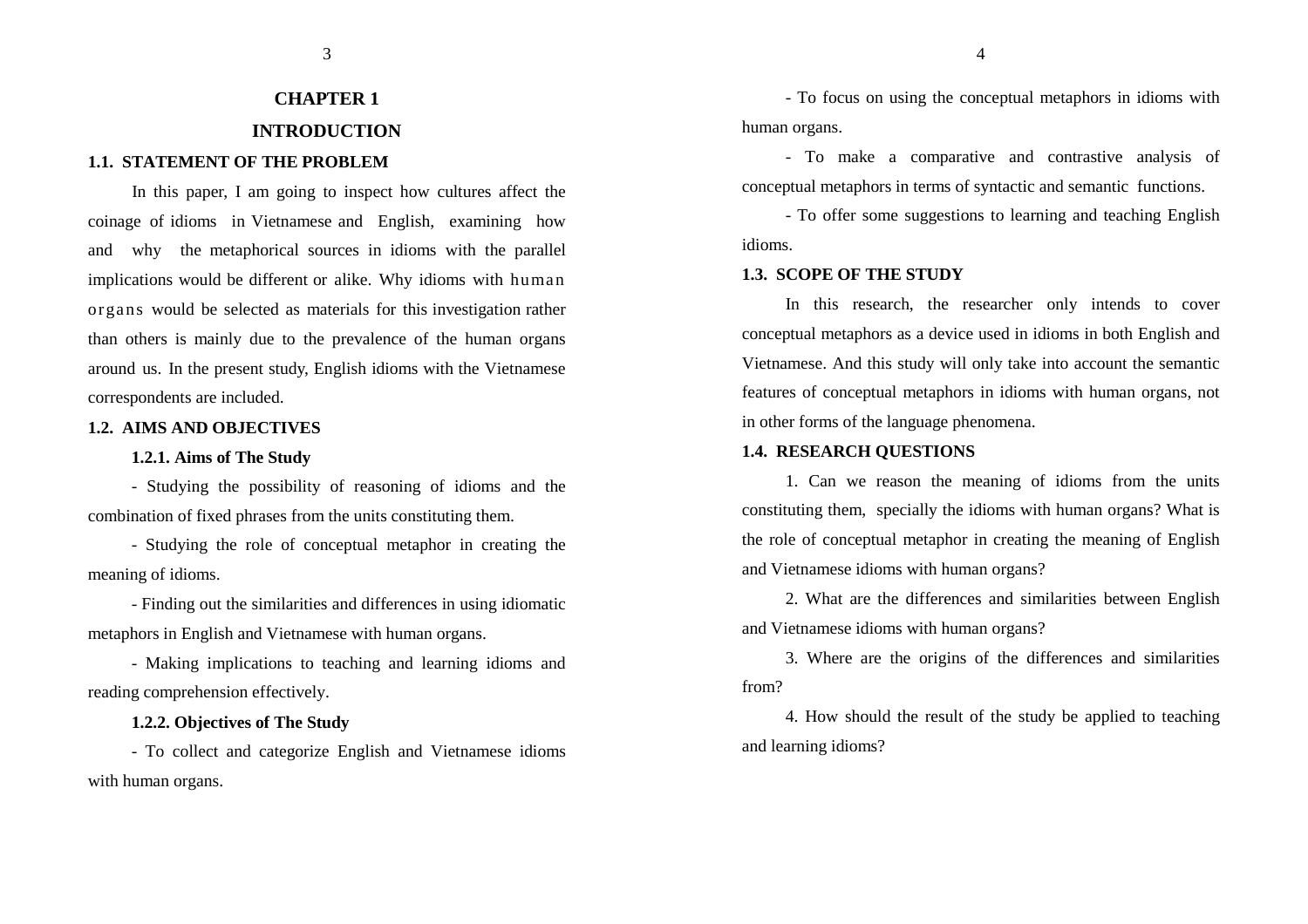# CHAPTER 1

# INTRODUCTION

## 1.1. STATEMENT OF THE PROBLEM

In this paper, I am going to inspect how cultures affect the coinage of idioms in Vietnamese and English, examining how and why the metaphorical sources in idioms with the parallel implications would be different or alike. Why idioms with human organs would be selected as materials for this investigation rather than others is mainly due to the prevalence of the human organs around us. In the present study, English idioms with the Vietnamese correspondents are included.

## 1.2. AIMS AND OBJECTIVES

### 1.2.1. Aims of The Study

- Studying the possibility of reasoning of idioms and the combination of fixed phrases from the units constituting them.
- Studying the role of conceptual metaphor in creating the meaning of idioms.
- Finding out the similarities and differences in using idiomatic metaphors in English and Vietnamese with human organs.
- Making implications to teaching and learning idioms and reading comprehension effectively.

### 1.2.2. Objectives of The Study

- To collect and categorize English and Vietnamese idioms with human organs.
- To focus on using the conceptual metaphors in idioms with human organs.
- To make a comparative and contrastive analysis of conceptual metaphors in terms of syntactic and semantic functions.
- To offer some suggestions to learning and teaching English idioms.

## 1.3. SCOPE OF THE STUDY

In this research, the researcher only intends to cover conceptual metaphors as a device used in idioms in both English and Vietnamese. And this study will only take into account the semantic features of conceptual metaphors in idioms with human organs, not in other forms of the language phenomena.

## 1.4. RESEARCH QUESTIONS

1. Can we reason the meaning of idioms from the units constituting them, specially the idioms with human organs? What is the role of conceptual metaphor in creating the meaning of English and Vietnamese idioms with human organs?

2. What are the differences and similarities between English and Vietnamese idioms with human organs?

3. Where are the origins of the differences and similarities from?

4. How should the result of the study be applied to teaching and learning idioms?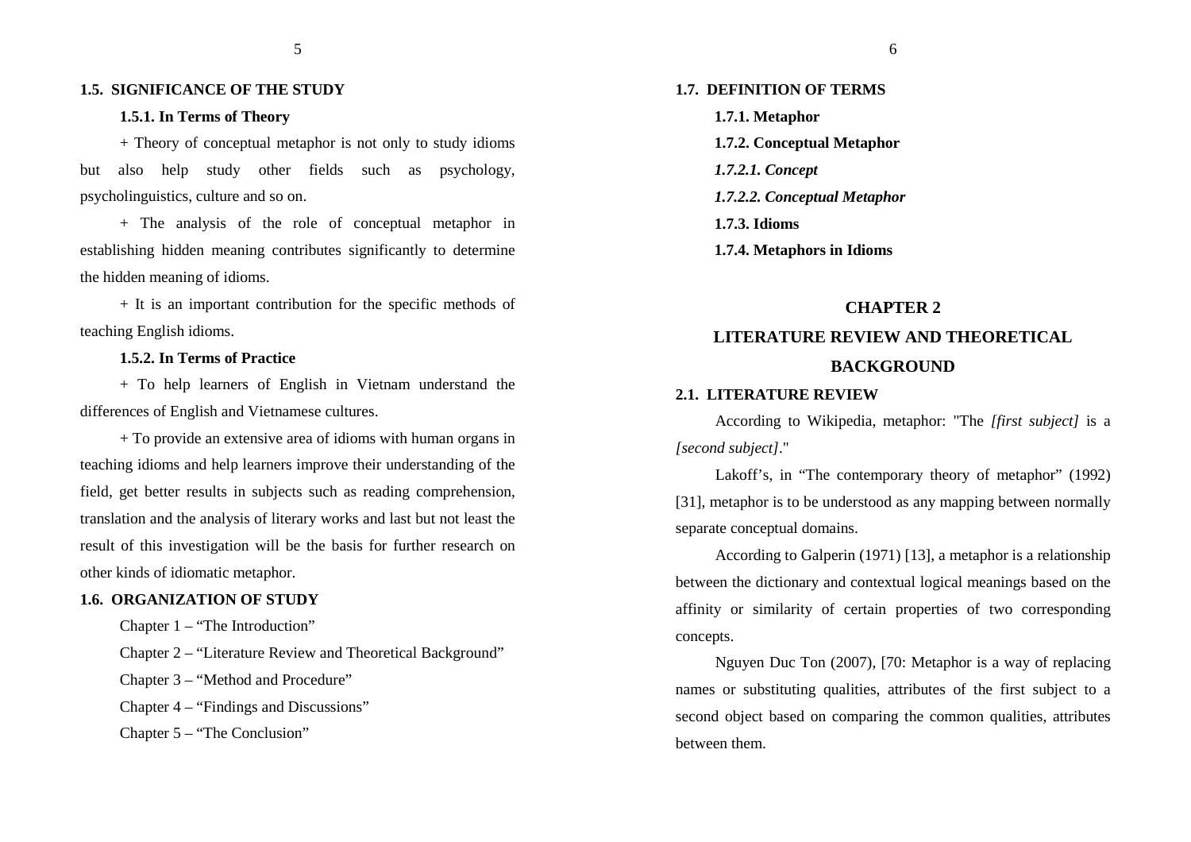### 1.5. SIGNIFICANCE OF THE STUDY

#### 1.5.1. In Terms of Theory

+ Theory of conceptual metaphor is not only to study idioms but also help study other fields such as psychology, psycholinguistics, culture and so on.

+ The analysis of the role of conceptual metaphor in establishing hidden meaning contributes significantly to determine the hidden meaning of idioms.

+ It is an important contribution for the specific methods of teaching English idioms.

#### 1.5.2. In Terms of Practice

+ To help learners of English in Vietnam understand the differences of English and Vietnamese cultures.

+ To provide an extensive area of idioms with human organs in teaching idioms and help learners improve their understanding of the field, get better results in subjects such as reading comprehension, translation and the analysis of literary works and last but not least the result of this investigation will be the basis for further research on other kinds of idiomatic metaphor.

### 1.6. ORGANIZATION OF STUDY

Chapter 1 – "The Introduction"

Chapter 2 – "Literature Review and Theoretical Background"

Chapter 3 – "Method and Procedure"

Chapter 4 – "Findings and Discussions"

Chapter 5 – "The Conclusion"

### 1.7. DEFINITION OF TERMS

#### 1.7.1. Metaphor

#### 1.7.2. Conceptual Metaphor

##### *1.7.2.1. Concept*

##### *1.7.2.2. Conceptual Metaphor*

#### 1.7.3. Idioms

#### 1.7.4. Metaphors in Idioms

## CHAPTER 2

## LITERATURE REVIEW AND THEORETICAL BACKGROUND

### 2.1. LITERATURE REVIEW

According to Wikipedia, metaphor: "The *[first subject]* is a *[second subject]*."

Lakoff's, in "The contemporary theory of metaphor" (1992) [31], metaphor is to be understood as any mapping between normally separate conceptual domains.

According to Galperin (1971) [13], a metaphor is a relationship between the dictionary and contextual logical meanings based on the affinity or similarity of certain properties of two corresponding concepts.

Nguyen Duc Ton (2007), [70: Metaphor is a way of replacing names or substituting qualities, attributes of the first subject to a second object based on comparing the common qualities, attributes between them.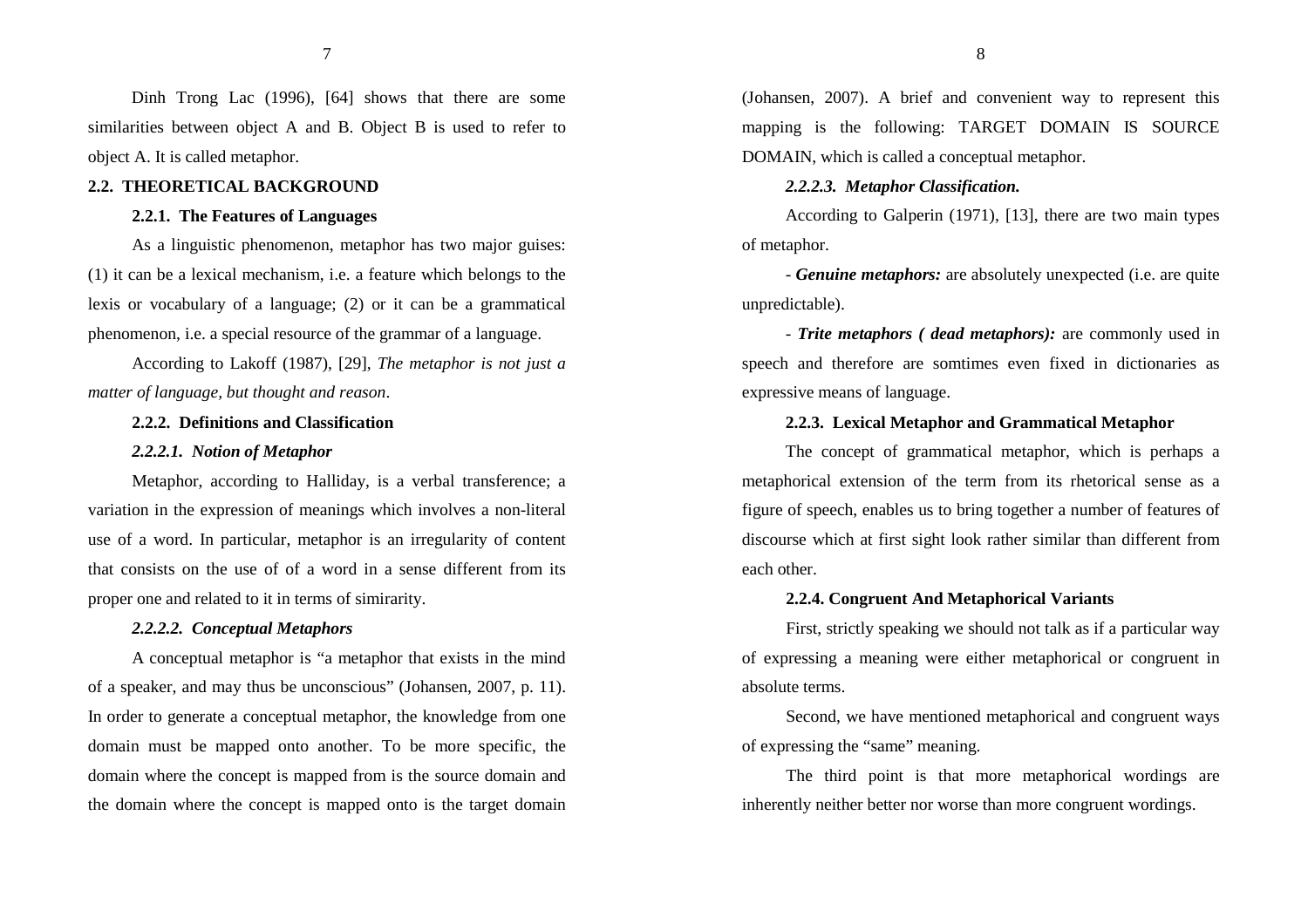Dinh Trong Lac (1996), [64] shows that there are some similarities between object A and B. Object B is used to refer to object A. It is called metaphor.

## 2.2. THEORETICAL BACKGROUND

### 2.2.1. The Features of Languages

As a linguistic phenomenon, metaphor has two major guises: (1) it can be a lexical mechanism, i.e. a feature which belongs to the lexis or vocabulary of a language; (2) or it can be a grammatical phenomenon, i.e. a special resource of the grammar of a language.

According to Lakoff (1987), [29], *The metaphor is not just a matter of language, but thought and reason*.

### 2.2.2. Definitions and Classification

#### *2.2.2.1. Notion of Metaphor*

Metaphor, according to Halliday, is a verbal transference; a variation in the expression of meanings which involves a non-literal use of a word. In particular, metaphor is an irregularity of content that consists on the use of of a word in a sense different from its proper one and related to it in terms of simirarity.

#### *2.2.2.2. Conceptual Metaphors*

A conceptual metaphor is "a metaphor that exists in the mind of a speaker, and may thus be unconscious" (Johansen, 2007, p. 11). In order to generate a conceptual metaphor, the knowledge from one domain must be mapped onto another. To be more specific, the domain where the concept is mapped from is the source domain and the domain where the concept is mapped onto is the target domain (Johansen, 2007). A brief and convenient way to represent this mapping is the following: TARGET DOMAIN IS SOURCE DOMAIN, which is called a conceptual metaphor.

#### *2.2.2.3. Metaphor Classification.*

According to Galperin (1971), [13], there are two main types of metaphor.

- ***Genuine metaphors:*** are absolutely unexpected (i.e. are quite unpredictable).

- ***Trite metaphors ( dead metaphors):*** are commonly used in speech and therefore are somtimes even fixed in dictionaries as expressive means of language.

### 2.2.3. Lexical Metaphor and Grammatical Metaphor

The concept of grammatical metaphor, which is perhaps a metaphorical extension of the term from its rhetorical sense as a figure of speech, enables us to bring together a number of features of discourse which at first sight look rather similar than different from each other.

### 2.2.4. Congruent And Metaphorical Variants

First, strictly speaking we should not talk as if a particular way of expressing a meaning were either metaphorical or congruent in absolute terms.

Second, we have mentioned metaphorical and congruent ways of expressing the "same" meaning.

The third point is that more metaphorical wordings are inherently neither better nor worse than more congruent wordings.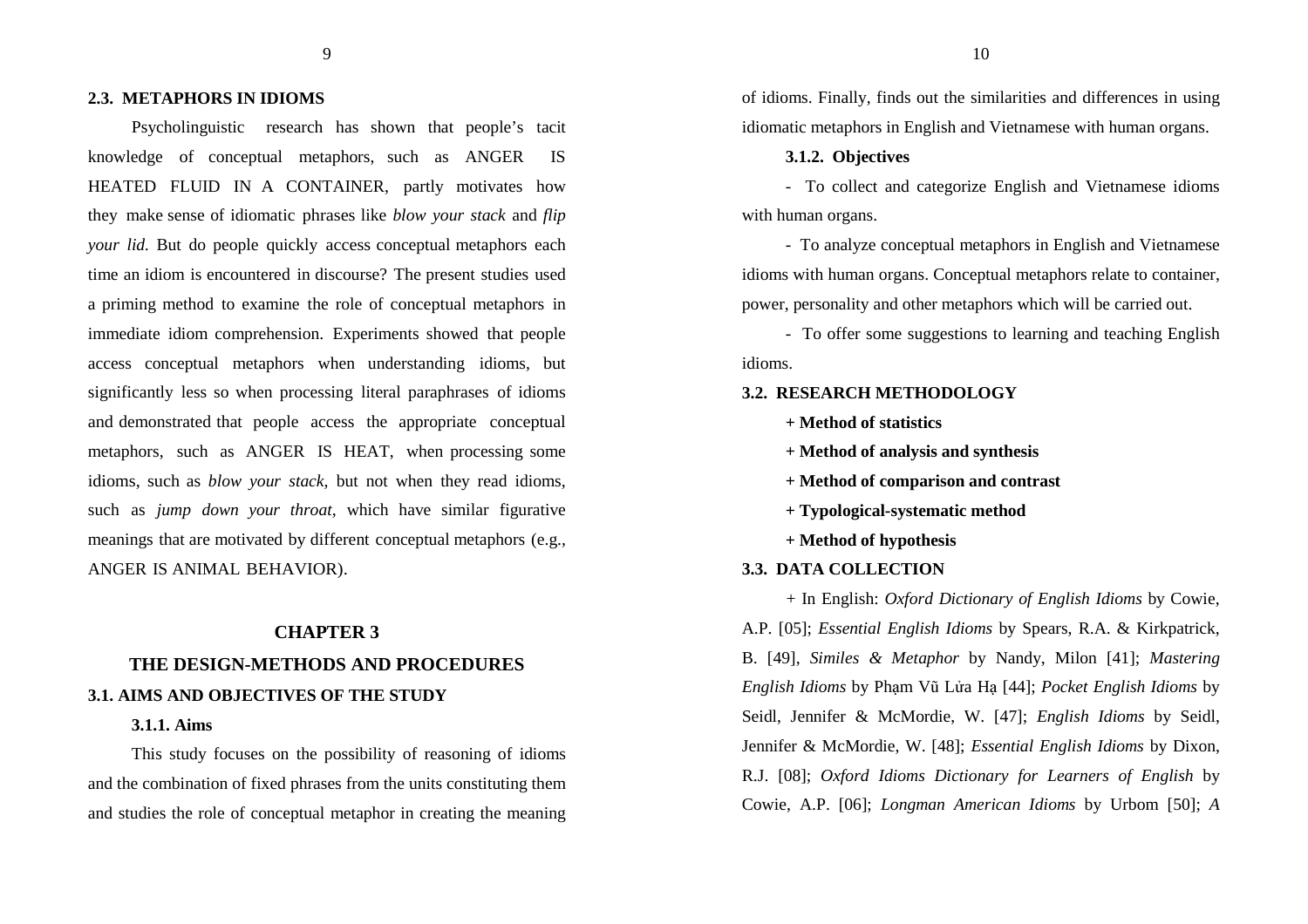## 2.3. METAPHORS IN IDIOMS

Psycholinguistic research has shown that people's tacit knowledge of conceptual metaphors, such as ANGER IS HEATED FLUID IN A CONTAINER, partly motivates how they make sense of idiomatic phrases like *blow your stack* and *flip your lid.* But do people quickly access conceptual metaphors each time an idiom is encountered in discourse? The present studies used a priming method to examine the role of conceptual metaphors in immediate idiom comprehension. Experiments showed that people access conceptual metaphors when understanding idioms, but significantly less so when processing literal paraphrases of idioms and demonstrated that people access the appropriate conceptual metaphors, such as ANGER IS HEAT, when processing some idioms, such as *blow your stack,* but not when they read idioms, such as *jump down your throat,* which have similar figurative meanings that are motivated by different conceptual metaphors (e.g., ANGER IS ANIMAL BEHAVIOR).

# CHAPTER 3

# THE DESIGN-METHODS AND PROCEDURES

## 3.1. AIMS AND OBJECTIVES OF THE STUDY

### 3.1.1. Aims

This study focuses on the possibility of reasoning of idioms and the combination of fixed phrases from the units constituting them and studies the role of conceptual metaphor in creating the meaning of idioms. Finally, finds out the similarities and differences in using idiomatic metaphors in English and Vietnamese with human organs.

### 3.1.2. Objectives

- To collect and categorize English and Vietnamese idioms with human organs.

- To analyze conceptual metaphors in English and Vietnamese idioms with human organs. Conceptual metaphors relate to container, power, personality and other metaphors which will be carried out.

- To offer some suggestions to learning and teaching English idioms.

## 3.2. RESEARCH METHODOLOGY

**+ Method of statistics**

**+ Method of analysis and synthesis**

**+ Method of comparison and contrast**

**+ Typological-systematic method**

**+ Method of hypothesis**

## 3.3. DATA COLLECTION

+ In English: *Oxford Dictionary of English Idioms* by Cowie, A.P. [05]; *Essential English Idioms* by Spears, R.A. & Kirkpatrick, B. [49], *Similes & Metaphor* by Nandy, Milon [41]; *Mastering English Idioms* by Phạm Vũ Lửa Hạ [44]; *Pocket English Idioms* by Seidl, Jennifer & McMordie, W. [47]; *English Idioms* by Seidl, Jennifer & McMordie, W. [48]; *Essential English Idioms* by Dixon, R.J. [08]; *Oxford Idioms Dictionary for Learners of English* by Cowie, A.P. [06]; *Longman American Idioms* by Urbom [50]; *A*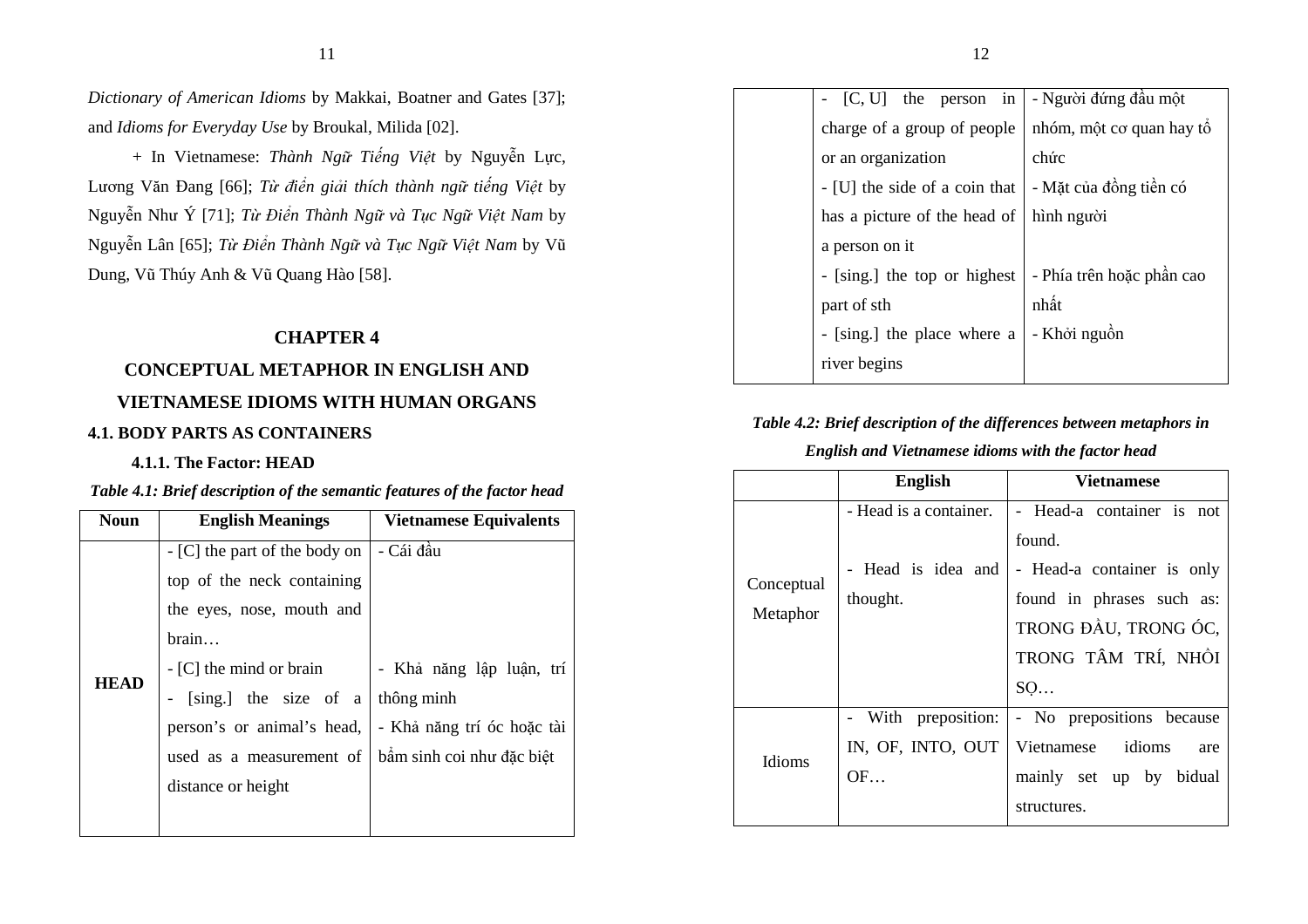*Dictionary of American Idioms* by Makkai, Boatner and Gates [37]; and *Idioms for Everyday Use* by Broukal, Milida [02].

+ In Vietnamese: *Thành Ngữ Tiếng Việt* by Nguyễn Lực, Lương Văn Đang [66]; *Từ điển giải thích thành ngữ tiếng Việt* by Nguyễn Như Ý [71]; *Từ Điển Thành Ngữ và Tục Ngữ Việt Nam* by Nguyễn Lân [65]; *Từ Điển Thành Ngữ và Tục Ngữ Việt Nam* by Vũ Dung, Vũ Thúy Anh & Vũ Quang Hào [58].

# CHAPTER 4

# CONCEPTUAL METAPHOR IN ENGLISH AND VIETNAMESE IDIOMS WITH HUMAN ORGANS

## 4.1. BODY PARTS AS CONTAINERS

### 4.1.1. The Factor: HEAD

***Table 4.1: Brief description of the semantic features of the factor head***

| Noun | English Meanings | Vietnamese Equivalents |
|---|---|---|
| **HEAD** | - [C] the part of the body on top of the neck containing the eyes, nose, mouth and brain… | - Cái đầu |
| | - [C] the mind or brain | - Khả năng lập luận, trí thông minh |
| | - [sing.] the size of a person's or animal's head, used as a measurement of distance or height | - Khả năng trí óc hoặc tài bẩm sinh coi như đặc biệt |
| | - [C, U] the person in charge of a group of people or an organization | - Người đứng đầu một nhóm, một cơ quan hay tổ chức |
| | - [U] the side of a coin that has a picture of the head of a person on it | - Mặt của đồng tiền có hình người |
| | - [sing.] the top or highest part of sth | - Phía trên hoặc phần cao nhất |
| | - [sing.] the place where a river begins | - Khởi nguồn |

***Table 4.2: Brief description of the differences between metaphors in English and Vietnamese idioms with the factor head***

| | English | Vietnamese |
|---|---|---|
| Conceptual Metaphor | - Head is a container.<br>- Head is idea and thought. | - Head-a container is not found.<br>- Head-a container is only found in phrases such as: TRONG ĐẦU, TRONG ÓC, TRONG TÂM TRÍ, NHỎI SỌ… |
| Idioms | - With preposition: IN, OF, INTO, OUT OF… | - No prepositions because Vietnamese idioms are mainly set up by bidual structures. |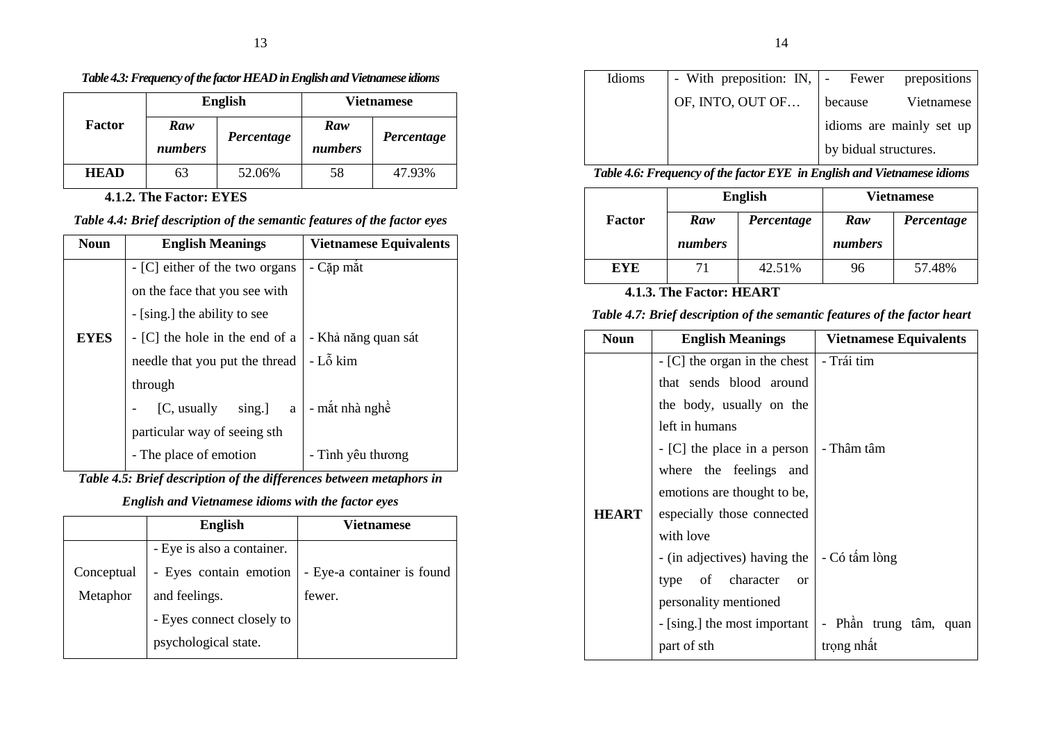*Table 4.3: Frequency of the factor HEAD in English and Vietnamese idioms*

| Factor | English | | Vietnamese | |
|---|---|---|---|---|
| | *Raw numbers* | *Percentage* | *Raw numbers* | *Percentage* |
| **HEAD** | 63 | 52.06% | 58 | 47.93% |

### 4.1.2. The Factor: EYES

*Table 4.4: Brief description of the semantic features of the factor eyes*

| Noun | English Meanings | Vietnamese Equivalents |
|---|---|---|
| **EYES** | - [C] either of the two organs on the face that you see with | - Cặp mắt |
| | - [sing.] the ability to see | - Khả năng quan sát |
| | - [C] the hole in the end of a needle that you put the thread through | - Lỗ kim |
| | - [C, usually sing.] a particular way of seeing sth | - mắt nhà nghề |
| | - The place of emotion | - Tình yêu thương |

*Table 4.5: Brief description of the differences between metaphors in English and Vietnamese idioms with the factor eyes*

| | English | Vietnamese |
|---|---|---|
| Conceptual Metaphor | - Eye is also a container.<br>- Eyes contain emotion and feelings.<br>- Eyes connect closely to psychological state. | - Eye-a container is found fewer. |
| Idioms | - With preposition: IN, OF, INTO, OUT OF… | - Fewer prepositions because Vietnamese idioms are mainly set up by bidual structures. |

*Table 4.6: Frequency of the factor EYE in English and Vietnamese idioms*

| Factor | English | | Vietnamese | |
|---|---|---|---|---|
| | *Raw numbers* | *Percentage* | *Raw numbers* | *Percentage* |
| **EYE** | 71 | 42.51% | 96 | 57.48% |

### 4.1.3. The Factor: HEART

*Table 4.7: Brief description of the semantic features of the factor heart*

| Noun | English Meanings | Vietnamese Equivalents |
|---|---|---|
| **HEART** | - [C] the organ in the chest that sends blood around the body, usually on the left in humans | - Trái tim |
| | - [C] the place in a person where the feelings and emotions are thought to be, especially those connected with love | - Thâm tâm |
| | - (in adjectives) having the type of character or personality mentioned | - Có tấm lòng |
| | - [sing.] the most important part of sth | - Phần trung tâm, quan trọng nhất |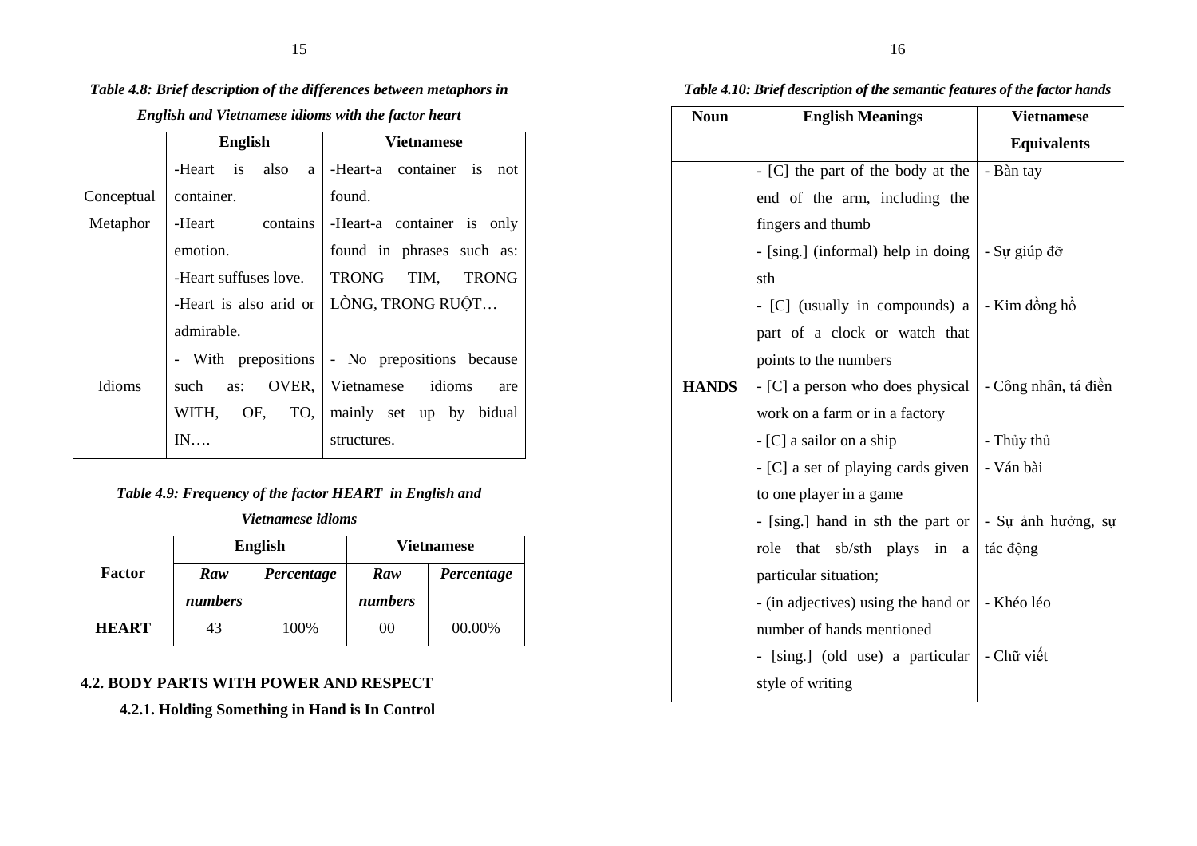***Table 4.8: Brief description of the differences between metaphors in English and Vietnamese idioms with the factor heart***

| | **English** | **Vietnamese** |
|---|---|---|
| Conceptual Metaphor | -Heart is also a container.<br>-Heart contains emotion.<br>-Heart suffuses love.<br>-Heart is also arid or admirable. | -Heart-a container is not found.<br>-Heart-a container is only found in phrases such as: TRONG TIM, TRONG LÒNG, TRONG RUỘT… |
| Idioms | - With prepositions such as: OVER, WITH, OF, TO, IN…. | - No prepositions because Vietnamese idioms are mainly set up by bidual structures. |

***Table 4.9: Frequency of the factor HEART in English and Vietnamese idioms***

| **Factor** | **English** | | **Vietnamese** | |
|---|---|---|---|---|
| | ***Raw numbers*** | ***Percentage*** | ***Raw numbers*** | ***Percentage*** |
| **HEART** | 43 | 100% | 00 | 00.00% |

## 4.2. BODY PARTS WITH POWER AND RESPECT

### 4.2.1. Holding Something in Hand is In Control

***Table 4.10: Brief description of the semantic features of the factor hands***

| **Noun** | **English Meanings** | **Vietnamese Equivalents** |
|---|---|---|
| **HANDS** | - [C] the part of the body at the end of the arm, including the fingers and thumb | - Bàn tay |
| | - [sing.] (informal) help in doing sth | - Sự giúp đỡ |
| | - [C] (usually in compounds) a part of a clock or watch that points to the numbers | - Kim đồng hồ |
| | - [C] a person who does physical work on a farm or in a factory | - Công nhân, tá điền |
| | - [C] a sailor on a ship | - Thủy thủ |
| | - [C] a set of playing cards given to one player in a game | - Ván bài |
| | - [sing.] hand in sth the part or role that sb/sth plays in a particular situation; | - Sự ảnh hưởng, sự tác động |
| | - (in adjectives) using the hand or number of hands mentioned | - Khéo léo |
| | - [sing.] (old use) a particular style of writing | - Chữ viết |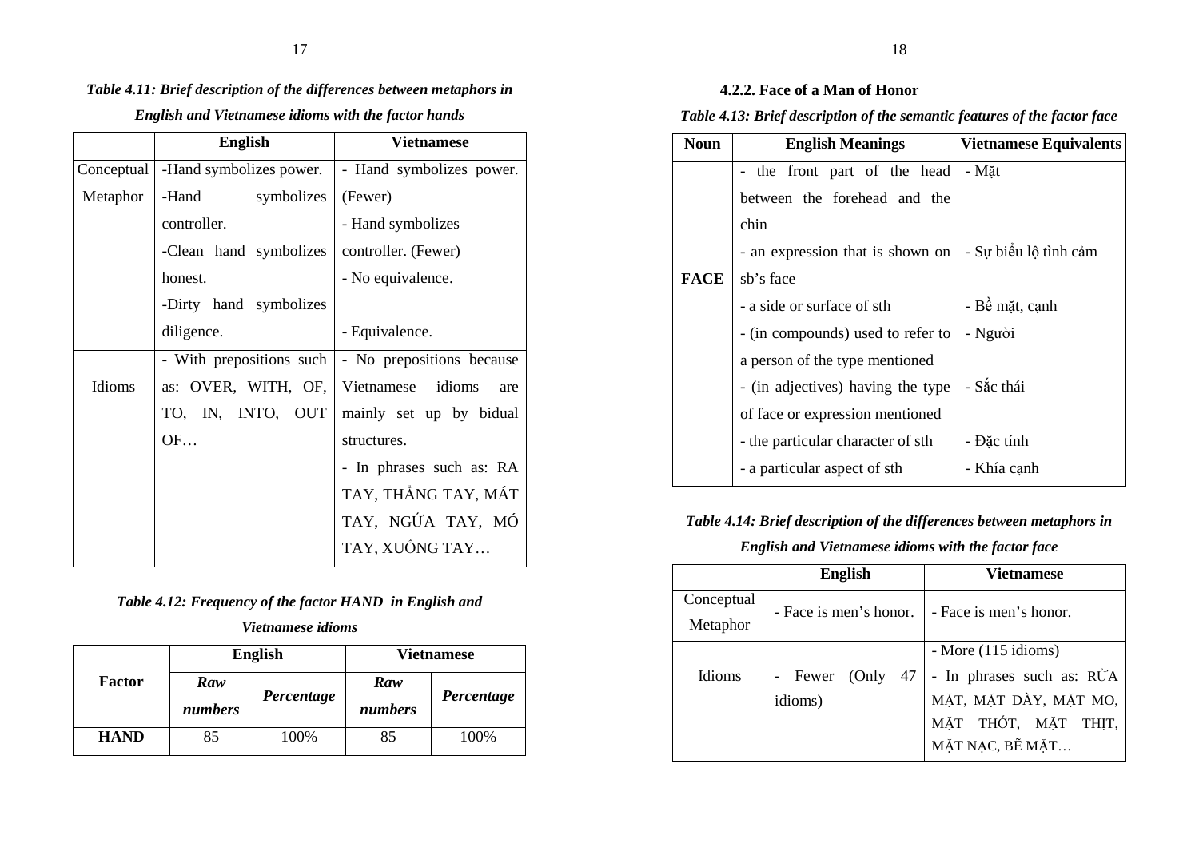*Table 4.11: Brief description of the differences between metaphors in English and Vietnamese idioms with the factor hands*

| | English | Vietnamese |
|---|---|---|
| Conceptual Metaphor | -Hand symbolizes power.<br>-Hand symbolizes controller.<br>-Clean hand symbolizes honest.<br>-Dirty hand symbolizes diligence. | - Hand symbolizes power. (Fewer)<br>- Hand symbolizes controller. (Fewer)<br>- No equivalence.<br><br>- Equivalence. |
| Idioms | - With prepositions such as: OVER, WITH, OF, TO, IN, INTO, OUT OF… | - No prepositions because Vietnamese idioms are mainly set up by bidual structures.<br>- In phrases such as: RA TAY, THẲNG TAY, MÁT TAY, NGỨA TAY, MÓ TAY, XUỐNG TAY… |

*Table 4.12: Frequency of the factor HAND in English and Vietnamese idioms*

| Factor | English | | Vietnamese | |
|---|---|---|---|---|
| | *Raw numbers* | *Percentage* | *Raw numbers* | *Percentage* |
| **HAND** | 85 | 100% | 85 | 100% |

### 4.2.2. Face of a Man of Honor

*Table 4.13: Brief description of the semantic features of the factor face*

| Noun | English Meanings | Vietnamese Equivalents |
|---|---|---|
| **FACE** | - the front part of the head between the forehead and the chin | - Mặt |
| | - an expression that is shown on sb's face | - Sự biểu lộ tình cảm |
| | - a side or surface of sth | - Bề mặt, cạnh |
| | - (in compounds) used to refer to a person of the type mentioned | - Người |
| | - (in adjectives) having the type of face or expression mentioned | - Sắc thái |
| | - the particular character of sth | - Đặc tính |
| | - a particular aspect of sth | - Khía cạnh |

*Table 4.14: Brief description of the differences between metaphors in English and Vietnamese idioms with the factor face*

| | English | Vietnamese |
|---|---|---|
| Conceptual Metaphor | - Face is men's honor. | - Face is men's honor. |
| Idioms | - Fewer (Only 47 idioms) | - More (115 idioms)<br>- In phrases such as: RỬA MẶT, MẶT DÀY, MẶT MO, MẶT THỚT, MẶT THỊT, MẶT NẠC, BẼ MẶT… |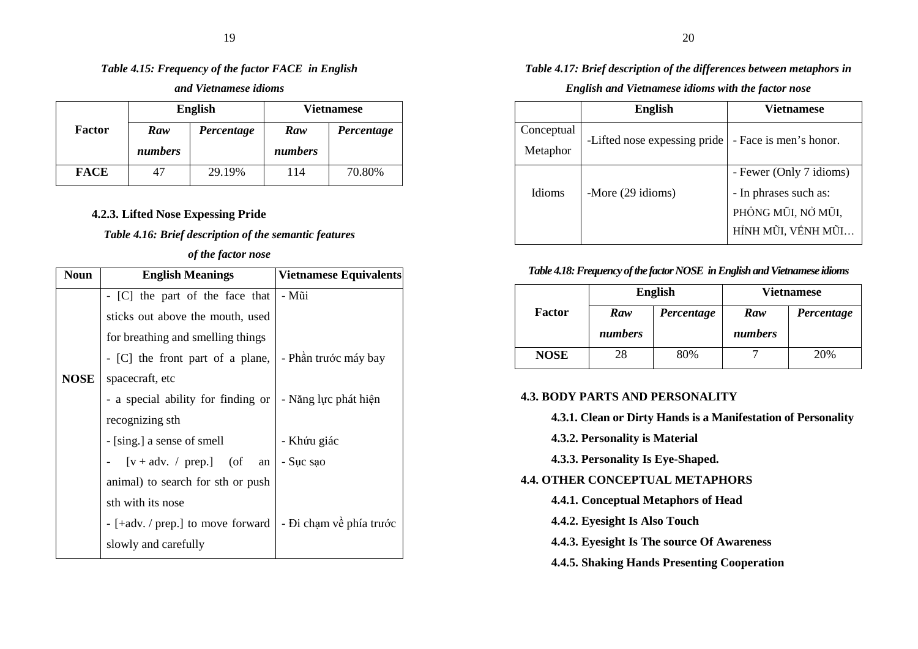*Table 4.15: Frequency of the factor FACE in English and Vietnamese idioms*

| Factor | English | | Vietnamese | |
|---|---|---|---|---|
| | *Raw numbers* | *Percentage* | *Raw numbers* | *Percentage* |
| **FACE** | 47 | 29.19% | 114 | 70.80% |

### 4.2.3. Lifted Nose Expessing Pride

*Table 4.16: Brief description of the semantic features of the factor nose*

| Noun | English Meanings | Vietnamese Equivalents |
|---|---|---|
| **NOSE** | - [C] the part of the face that sticks out above the mouth, used for breathing and smelling things | - Mũi |
| | - [C] the front part of a plane, spacecraft, etc | - Phần trước máy bay |
| | - a special ability for finding or recognizing sth | - Năng lực phát hiện |
| | - [sing.] a sense of smell | - Khứu giác |
| | - [v + adv. / prep.] (of an animal) to search for sth or push sth with its nose | - Sục sạo |
| | - [+adv. / prep.] to move forward slowly and carefully | - Đi chạm về phía trước |

*Table 4.17: Brief description of the differences between metaphors in English and Vietnamese idioms with the factor nose*

| | English | Vietnamese |
|---|---|---|
| Conceptual Metaphor | -Lifted nose expessing pride | - Face is men's honor. |
| Idioms | -More (29 idioms) | - Fewer (Only 7 idioms)<br>- In phrases such as: PHỒNG MŨI, NỞ MŨI, HỈNH MŨI, VỂNH MŨI… |

*Table 4.18: Frequency of the factor NOSE in English and Vietnamese idioms*

| Factor | English | | Vietnamese | |
|---|---|---|---|---|
| | *Raw numbers* | *Percentage* | *Raw numbers* | *Percentage* |
| **NOSE** | 28 | 80% | 7 | 20% |

## 4.3. BODY PARTS AND PERSONALITY

### 4.3.1. Clean or Dirty Hands is a Manifestation of Personality

### 4.3.2. Personality is Material

### 4.3.3. Personality Is Eye-Shaped.

## 4.4. OTHER CONCEPTUAL METAPHORS

### 4.4.1. Conceptual Metaphors of Head

### 4.4.2. Eyesight Is Also Touch

### 4.4.3. Eyesight Is The source Of Awareness

### 4.4.5. Shaking Hands Presenting Cooperation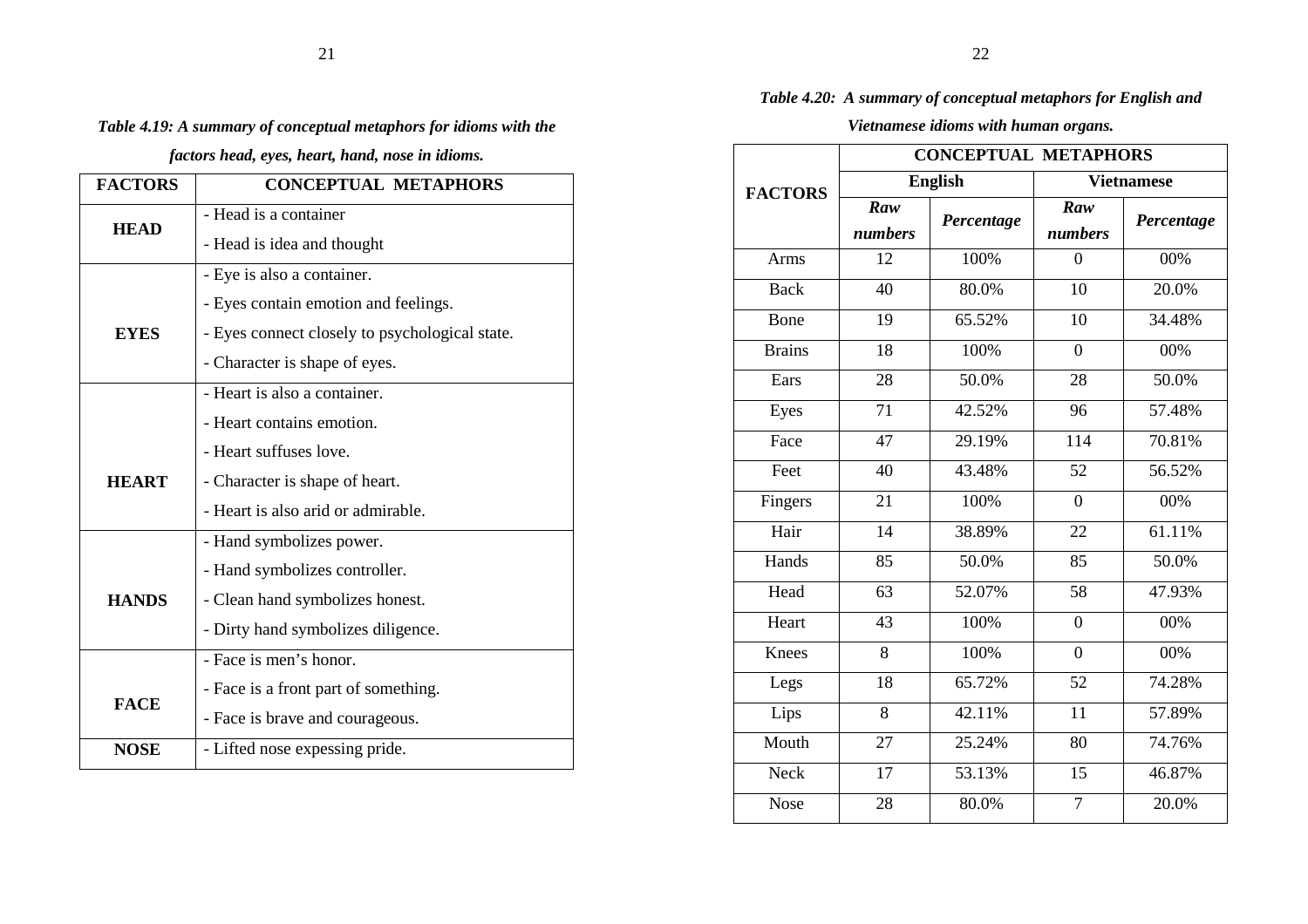*Table 4.19: A summary of conceptual metaphors for idioms with the factors head, eyes, heart, hand, nose in idioms.*

| FACTORS | CONCEPTUAL METAPHORS |
|---|---|
| **HEAD** | - Head is a container<br>- Head is idea and thought |
| **EYES** | - Eye is also a container.<br>- Eyes contain emotion and feelings.<br>- Eyes connect closely to psychological state.<br>- Character is shape of eyes. |
| **HEART** | - Heart is also a container.<br>- Heart contains emotion.<br>- Heart suffuses love.<br>- Character is shape of heart.<br>- Heart is also arid or admirable. |
| **HANDS** | - Hand symbolizes power.<br>- Hand symbolizes controller.<br>- Clean hand symbolizes honest.<br>- Dirty hand symbolizes diligence. |
| **FACE** | - Face is men's honor.<br>- Face is a front part of something.<br>- Face is brave and courageous. |
| **NOSE** | - Lifted nose expessing pride. |

*Table 4.20: A summary of conceptual metaphors for English and Vietnamese idioms with human organs.*

| FACTORS | CONCEPTUAL METAPHORS | | | |
|---|---|---|---|---|
| | **English** | | **Vietnamese** | |
| | ***Raw numbers*** | ***Percentage*** | ***Raw numbers*** | ***Percentage*** |
| Arms | 12 | 100% | 0 | 00% |
| Back | 40 | 80.0% | 10 | 20.0% |
| Bone | 19 | 65.52% | 10 | 34.48% |
| Brains | 18 | 100% | 0 | 00% |
| Ears | 28 | 50.0% | 28 | 50.0% |
| Eyes | 71 | 42.52% | 96 | 57.48% |
| Face | 47 | 29.19% | 114 | 70.81% |
| Feet | 40 | 43.48% | 52 | 56.52% |
| Fingers | 21 | 100% | 0 | 00% |
| Hair | 14 | 38.89% | 22 | 61.11% |
| Hands | 85 | 50.0% | 85 | 50.0% |
| Head | 63 | 52.07% | 58 | 47.93% |
| Heart | 43 | 100% | 0 | 00% |
| Knees | 8 | 100% | 0 | 00% |
| Legs | 18 | 65.72% | 52 | 74.28% |
| Lips | 8 | 42.11% | 11 | 57.89% |
| Mouth | 27 | 25.24% | 80 | 74.76% |
| Neck | 17 | 53.13% | 15 | 46.87% |
| Nose | 28 | 80.0% | 7 | 20.0% |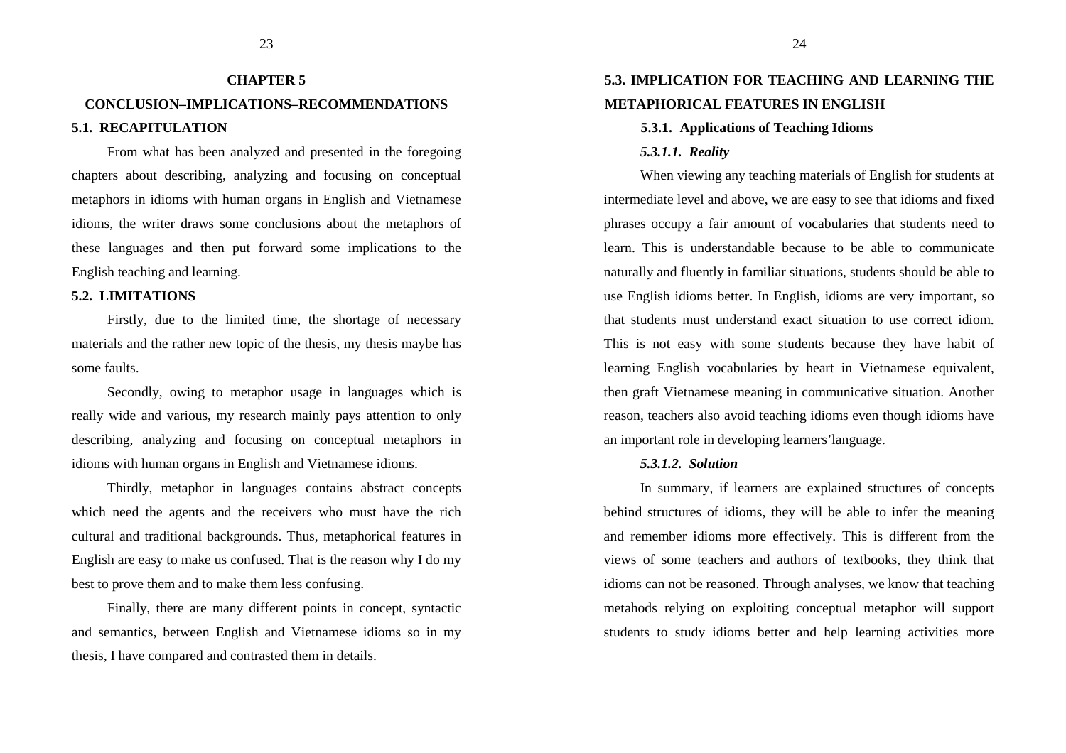# CHAPTER 5

# CONCLUSION–IMPLICATIONS–RECOMMENDATIONS

## 5.1. RECAPITULATION

From what has been analyzed and presented in the foregoing chapters about describing, analyzing and focusing on conceptual metaphors in idioms with human organs in English and Vietnamese idioms, the writer draws some conclusions about the metaphors of these languages and then put forward some implications to the English teaching and learning.

## 5.2. LIMITATIONS

Firstly, due to the limited time, the shortage of necessary materials and the rather new topic of the thesis, my thesis maybe has some faults.

Secondly, owing to metaphor usage in languages which is really wide and various, my research mainly pays attention to only describing, analyzing and focusing on conceptual metaphors in idioms with human organs in English and Vietnamese idioms.

Thirdly, metaphor in languages contains abstract concepts which need the agents and the receivers who must have the rich cultural and traditional backgrounds. Thus, metaphorical features in English are easy to make us confused. That is the reason why I do my best to prove them and to make them less confusing.

Finally, there are many different points in concept, syntactic and semantics, between English and Vietnamese idioms so in my thesis, I have compared and contrasted them in details.

## 5.3. IMPLICATION FOR TEACHING AND LEARNING THE METAPHORICAL FEATURES IN ENGLISH

### 5.3.1. Applications of Teaching Idioms

#### *5.3.1.1. Reality*

When viewing any teaching materials of English for students at intermediate level and above, we are easy to see that idioms and fixed phrases occupy a fair amount of vocabularies that students need to learn. This is understandable because to be able to communicate naturally and fluently in familiar situations, students should be able to use English idioms better. In English, idioms are very important, so that students must understand exact situation to use correct idiom. This is not easy with some students because they have habit of learning English vocabularies by heart in Vietnamese equivalent, then graft Vietnamese meaning in communicative situation. Another reason, teachers also avoid teaching idioms even though idioms have an important role in developing learners'language.

#### *5.3.1.2. Solution*

In summary, if learners are explained structures of concepts behind structures of idioms, they will be able to infer the meaning and remember idioms more effectively. This is different from the views of some teachers and authors of textbooks, they think that idioms can not be reasoned. Through analyses, we know that teaching metahods relying on exploiting conceptual metaphor will support students to study idioms better and help learning activities more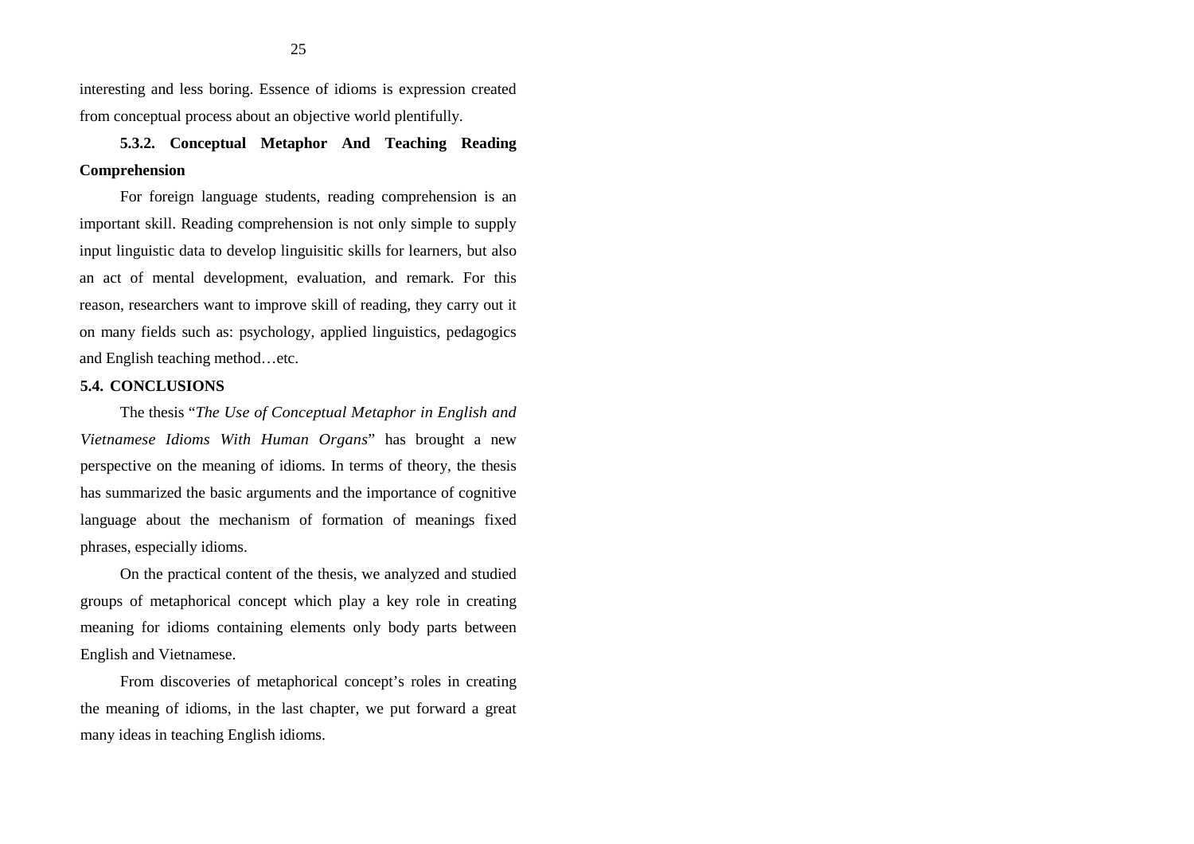interesting and less boring. Essence of idioms is expression created from conceptual process about an objective world plentifully.

### 5.3.2. Conceptual Metaphor And Teaching Reading Comprehension

For foreign language students, reading comprehension is an important skill. Reading comprehension is not only simple to supply input linguistic data to develop linguisitic skills for learners, but also an act of mental development, evaluation, and remark. For this reason, researchers want to improve skill of reading, they carry out it on many fields such as: psychology, applied linguistics, pedagogics and English teaching method…etc.

## 5.4. CONCLUSIONS

The thesis "*The Use of Conceptual Metaphor in English and Vietnamese Idioms With Human Organs*" has brought a new perspective on the meaning of idioms. In terms of theory, the thesis has summarized the basic arguments and the importance of cognitive language about the mechanism of formation of meanings fixed phrases, especially idioms.

On the practical content of the thesis, we analyzed and studied groups of metaphorical concept which play a key role in creating meaning for idioms containing elements only body parts between English and Vietnamese.

From discoveries of metaphorical concept's roles in creating the meaning of idioms, in the last chapter, we put forward a great many ideas in teaching English idioms.